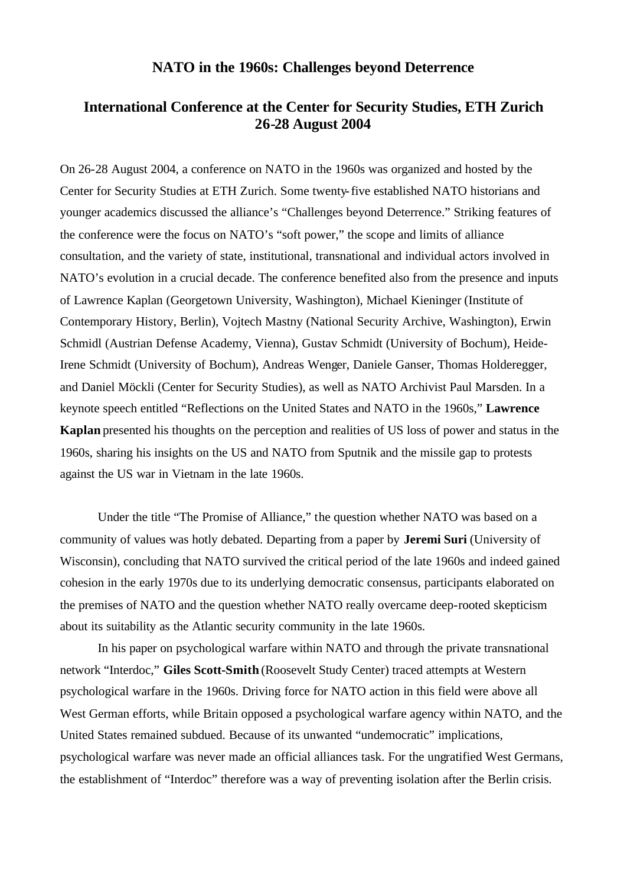# NATO in the 1960s: Challenges beyond Deterrence

## International Conference at the Center for Security Studies, ETH Zurich 26-28 August 2004

On 26-28 August 2004, a conference on NATO in the 1960s was organized and hosted by the Center for Security Studies at ETH Zurich. Some twenty-five established NATO historians and younger academics discussed the alliance's "Challenges beyond Deterrence." Striking features of the conference were the focus on NATO's "soft power," the scope and limits of alliance consultation, and the variety of state, institutional, transnational and individual actors involved in NATO's evolution in a crucial decade. The conference benefited also from the presence and inputs of Lawrence Kaplan (Georgetown University, Washington), Michael Kieninger (Institute of Contemporary History, Berlin), Vojtech Mastny (National Security Archive, Washington), Erwin Schmidl (Austrian Defense Academy, Vienna), Gustav Schmidt (University of Bochum), Heide-Irene Schmidt (University of Bochum), Andreas Wenger, Daniele Ganser, Thomas Holderegger, and Daniel Möckli (Center for Security Studies), as well as NATO Archivist Paul Marsden. In a keynote speech entitled "Reflections on the United States and NATO in the 1960s," **Lawrence Kaplan** presented his thoughts on the perception and realities of US loss of power and status in the 1960s, sharing his insights on the US and NATO from Sputnik and the missile gap to protests against the US war in Vietnam in the late 1960s.

Under the title "The Promise of Alliance," the question whether NATO was based on a community of values was hotly debated. Departing from a paper by **Jeremi Suri** (University of Wisconsin), concluding that NATO survived the critical period of the late 1960s and indeed gained cohesion in the early 1970s due to its underlying democratic consensus, participants elaborated on the premises of NATO and the question whether NATO really overcame deep-rooted skepticism about its suitability as the Atlantic security community in the late 1960s.

In his paper on psychological warfare within NATO and through the private transnational network "Interdoc," **Giles Scott-Smith** (Roosevelt Study Center) traced attempts at Western psychological warfare in the 1960s. Driving force for NATO action in this field were above all West German efforts, while Britain opposed a psychological warfare agency within NATO, and the United States remained subdued. Because of its unwanted "undemocratic" implications, psychological warfare was never made an official alliances task. For the ungratified West Germans, the establishment of "Interdoc" therefore was a way of preventing isolation after the Berlin crisis.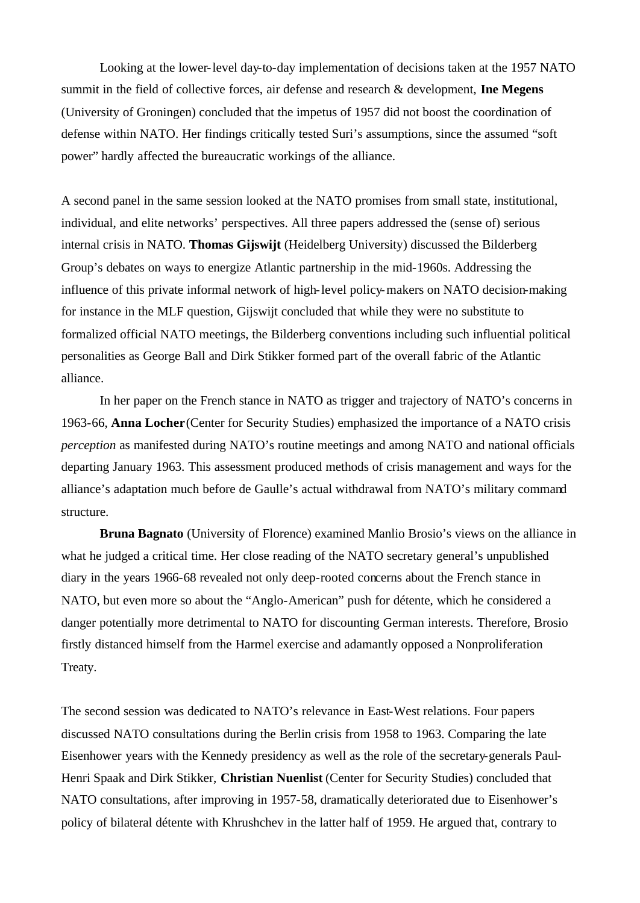Looking at the lower-level day-to-day implementation of decisions taken at the 1957 NATO summit in the field of collective forces, air defense and research & development, **Ine Megens** (University of Groningen) concluded that the impetus of 1957 did not boost the coordination of defense within NATO. Her findings critically tested Suri's assumptions, since the assumed "soft power" hardly affected the bureaucratic workings of the alliance.

A second panel in the same session looked at the NATO promises from small state, institutional, individual, and elite networks' perspectives. All three papers addressed the (sense of) serious internal crisis in NATO. **Thomas Gijswijt** (Heidelberg University) discussed the Bilderberg Group's debates on ways to energize Atlantic partnership in the mid-1960s. Addressing the influence of this private informal network of high-level policy-makers on NATO decision-making for instance in the MLF question, Gijswijt concluded that while they were no substitute to formalized official NATO meetings, the Bilderberg conventions including such influential political personalities as George Ball and Dirk Stikker formed part of the overall fabric of the Atlantic alliance.

In her paper on the French stance in NATO as trigger and trajectory of NATO's concerns in 1963-66, **Anna Locher** (Center for Security Studies) emphasized the importance of a NATO crisis *perception* as manifested during NATO's routine meetings and among NATO and national officials departing January 1963. This assessment produced methods of crisis management and ways for the alliance's adaptation much before de Gaulle's actual withdrawal from NATO's military command structure.

**Bruna Bagnato** (University of Florence) examined Manlio Brosio's views on the alliance in what he judged a critical time. Her close reading of the NATO secretary general's unpublished diary in the years 1966-68 revealed not only deep-rooted concerns about the French stance in NATO, but even more so about the "Anglo-American" push for détente, which he considered a danger potentially more detrimental to NATO for discounting German interests. Therefore, Brosio firstly distanced himself from the Harmel exercise and adamantly opposed a Nonproliferation Treaty.

The second session was dedicated to NATO's relevance in East-West relations. Four papers discussed NATO consultations during the Berlin crisis from 1958 to 1963. Comparing the late Eisenhower years with the Kennedy presidency as well as the role of the secretary-generals Paul-Henri Spaak and Dirk Stikker, **Christian Nuenlist** (Center for Security Studies) concluded that NATO consultations, after improving in 1957-58, dramatically deteriorated due to Eisenhower's policy of bilateral détente with Khrushchev in the latter half of 1959. He argued that, contrary to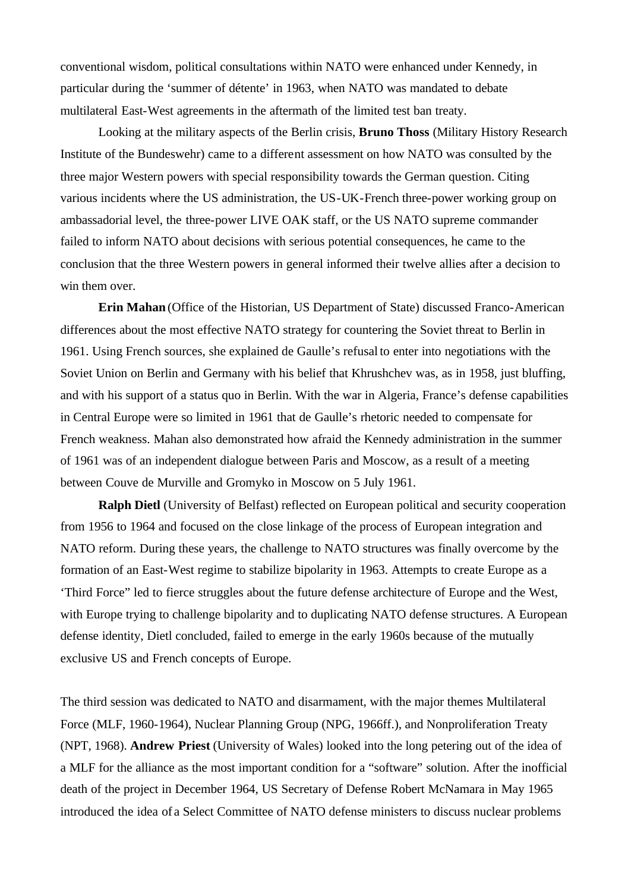conventional wisdom, political consultations within NATO were enhanced under Kennedy, in particular during the 'summer of détente' in 1963, when NATO was mandated to debate multilateral East-West agreements in the aftermath of the limited test ban treaty.

Looking at the military aspects of the Berlin crisis, **Bruno Thoss** (Military History Research Institute of the Bundeswehr) came to a different assessment on how NATO was consulted by the three major Western powers with special responsibility towards the German question. Citing various incidents where the US administration, the US-UK-French three-power working group on ambassadorial level, the three-power LIVE OAK staff, or the US NATO supreme commander failed to inform NATO about decisions with serious potential consequences, he came to the conclusion that the three Western powers in general informed their twelve allies after a decision to win them over.

**Erin Mahan** (Office of the Historian, US Department of State) discussed Franco-American differences about the most effective NATO strategy for countering the Soviet threat to Berlin in 1961. Using French sources, she explained de Gaulle's refusal to enter into negotiations with the Soviet Union on Berlin and Germany with his belief that Khrushchev was, as in 1958, just bluffing, and with his support of a status quo in Berlin. With the war in Algeria, France's defense capabilities in Central Europe were so limited in 1961 that de Gaulle's rhetoric needed to compensate for French weakness. Mahan also demonstrated how afraid the Kennedy administration in the summer of 1961 was of an independent dialogue between Paris and Moscow, as a result of a meeting between Couve de Murville and Gromyko in Moscow on 5 July 1961.

**Ralph Dietl** (University of Belfast) reflected on European political and security cooperation from 1956 to 1964 and focused on the close linkage of the process of European integration and NATO reform. During these years, the challenge to NATO structures was finally overcome by the formation of an East-West regime to stabilize bipolarity in 1963. Attempts to create Europe as a 'Third Force" led to fierce struggles about the future defense architecture of Europe and the West, with Europe trying to challenge bipolarity and to duplicating NATO defense structures. A European defense identity, Dietl concluded, failed to emerge in the early 1960s because of the mutually exclusive US and French concepts of Europe.

The third session was dedicated to NATO and disarmament, with the major themes Multilateral Force (MLF, 1960-1964), Nuclear Planning Group (NPG, 1966ff.), and Nonproliferation Treaty (NPT, 1968). **Andrew Priest** (University of Wales) looked into the long petering out of the idea of a MLF for the alliance as the most important condition for a "software" solution. After the inofficial death of the project in December 1964, US Secretary of Defense Robert McNamara in May 1965 introduced the idea of a Select Committee of NATO defense ministers to discuss nuclear problems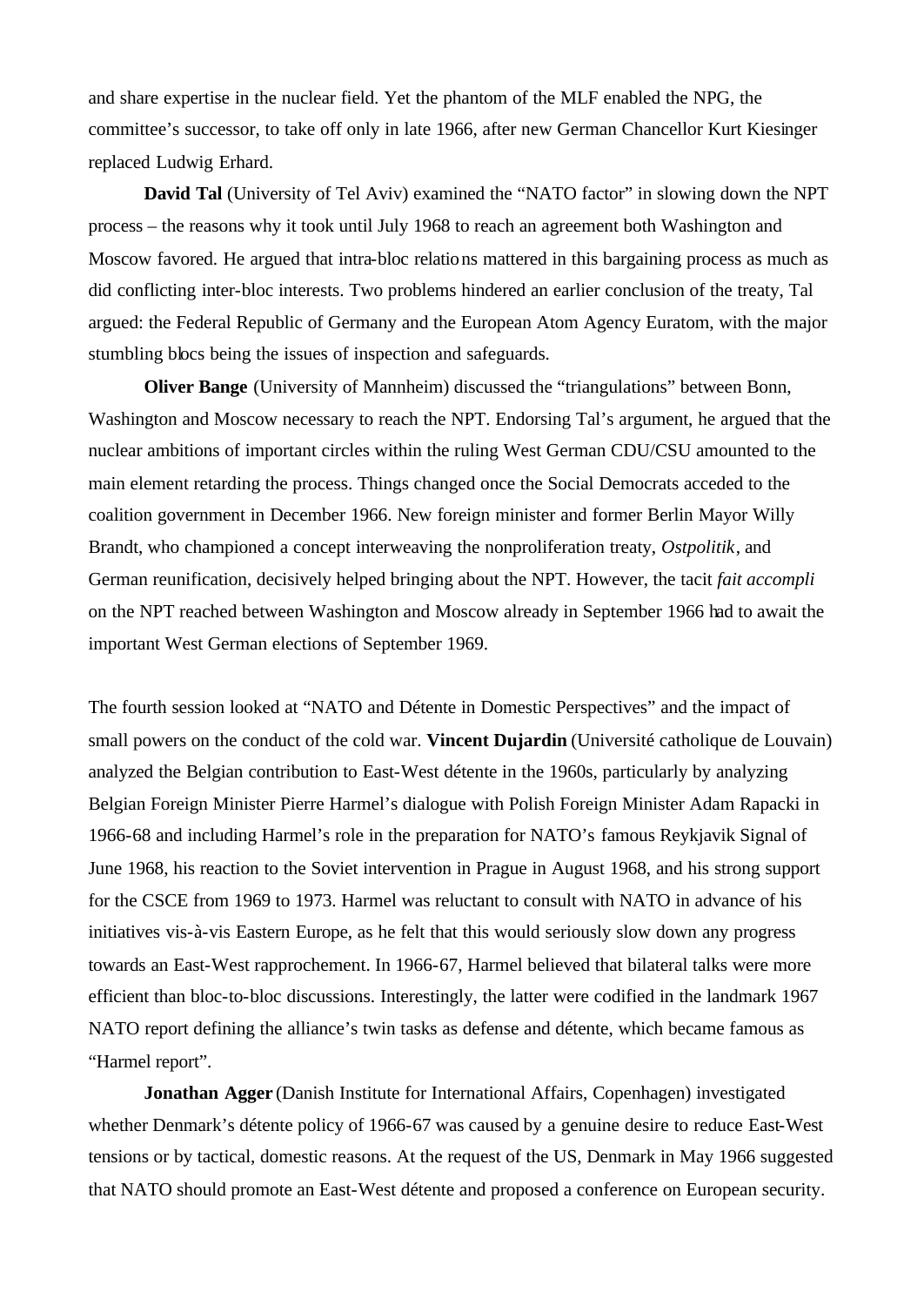and share expertise in the nuclear field. Yet the phantom of the MLF enabled the NPG, the committee's successor, to take off only in late 1966, after new German Chancellor Kurt Kiesinger replaced Ludwig Erhard.

**David Tal** (University of Tel Aviv) examined the "NATO factor" in slowing down the NPT process – the reasons why it took until July 1968 to reach an agreement both Washington and Moscow favored. He argued that intra-bloc relations mattered in this bargaining process as much as did conflicting inter-bloc interests. Two problems hindered an earlier conclusion of the treaty, Tal argued: the Federal Republic of Germany and the European Atom Agency Euratom, with the major stumbling blocs being the issues of inspection and safeguards.

**Oliver Bange** (University of Mannheim) discussed the "triangulations" between Bonn, Washington and Moscow necessary to reach the NPT. Endorsing Tal's argument, he argued that the nuclear ambitions of important circles within the ruling West German CDU/CSU amounted to the main element retarding the process. Things changed once the Social Democrats acceded to the coalition government in December 1966. New foreign minister and former Berlin Mayor Willy Brandt, who championed a concept interweaving the nonproliferation treaty, *Ostpolitik*, and German reunification, decisively helped bringing about the NPT. However, the tacit *fait accompli* on the NPT reached between Washington and Moscow already in September 1966 had to await the important West German elections of September 1969.

The fourth session looked at "NATO and Détente in Domestic Perspectives" and the impact of small powers on the conduct of the cold war. **Vincent Dujardin** (Université catholique de Louvain) analyzed the Belgian contribution to East-West détente in the 1960s, particularly by analyzing Belgian Foreign Minister Pierre Harmel's dialogue with Polish Foreign Minister Adam Rapacki in 1966-68 and including Harmel's role in the preparation for NATO's famous Reykjavik Signal of June 1968, his reaction to the Soviet intervention in Prague in August 1968, and his strong support for the CSCE from 1969 to 1973. Harmel was reluctant to consult with NATO in advance of his initiatives vis-à-vis Eastern Europe, as he felt that this would seriously slow down any progress towards an East-West rapprochement. In 1966-67, Harmel believed that bilateral talks were more efficient than bloc-to-bloc discussions. Interestingly, the latter were codified in the landmark 1967 NATO report defining the alliance's twin tasks as defense and détente, which became famous as "Harmel report".

**Jonathan Agger** (Danish Institute for International Affairs, Copenhagen) investigated whether Denmark's détente policy of 1966-67 was caused by a genuine desire to reduce East-West tensions or by tactical, domestic reasons. At the request of the US, Denmark in May 1966 suggested that NATO should promote an East-West détente and proposed a conference on European security.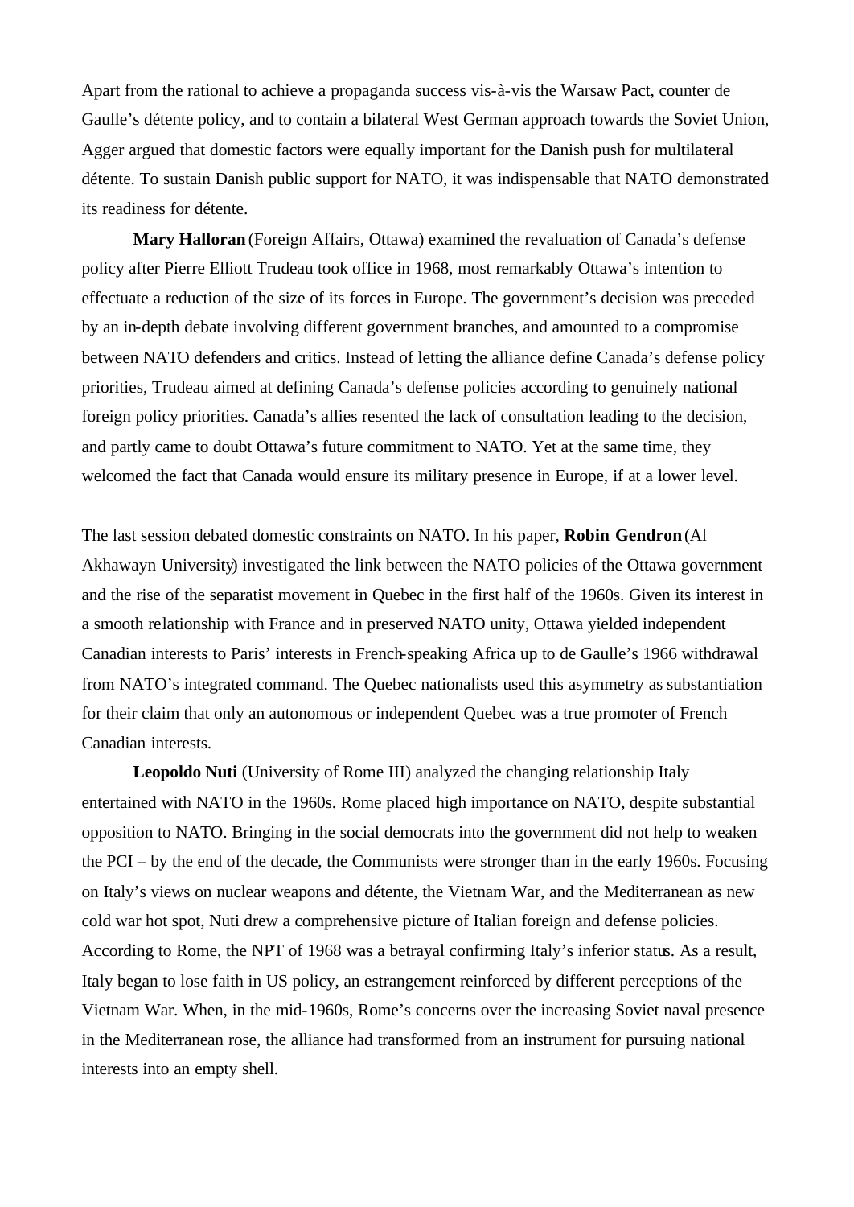Apart from the rational to achieve a propaganda success vis-à-vis the Warsaw Pact, counter de Gaulle's détente policy, and to contain a bilateral West German approach towards the Soviet Union, Agger argued that domestic factors were equally important for the Danish push for multilateral détente. To sustain Danish public support for NATO, it was indispensable that NATO demonstrated its readiness for détente.

**Mary Halloran** (Foreign Affairs, Ottawa) examined the revaluation of Canada's defense policy after Pierre Elliott Trudeau took office in 1968, most remarkably Ottawa's intention to effectuate a reduction of the size of its forces in Europe. The government's decision was preceded by an in-depth debate involving different government branches, and amounted to a compromise between NATO defenders and critics. Instead of letting the alliance define Canada's defense policy priorities, Trudeau aimed at defining Canada's defense policies according to genuinely national foreign policy priorities. Canada's allies resented the lack of consultation leading to the decision, and partly came to doubt Ottawa's future commitment to NATO. Yet at the same time, they welcomed the fact that Canada would ensure its military presence in Europe, if at a lower level.

The last session debated domestic constraints on NATO. In his paper, **Robin Gendron** (Al Akhawayn University) investigated the link between the NATO policies of the Ottawa government and the rise of the separatist movement in Quebec in the first half of the 1960s. Given its interest in a smooth relationship with France and in preserved NATO unity, Ottawa yielded independent Canadian interests to Paris' interests in French-speaking Africa up to de Gaulle's 1966 withdrawal from NATO's integrated command. The Quebec nationalists used this asymmetry as substantiation for their claim that only an autonomous or independent Quebec was a true promoter of French Canadian interests.

**Leopoldo Nuti** (University of Rome III) analyzed the changing relationship Italy entertained with NATO in the 1960s. Rome placed high importance on NATO, despite substantial opposition to NATO. Bringing in the social democrats into the government did not help to weaken the PCI – by the end of the decade, the Communists were stronger than in the early 1960s. Focusing on Italy's views on nuclear weapons and détente, the Vietnam War, and the Mediterranean as new cold war hot spot, Nuti drew a comprehensive picture of Italian foreign and defense policies. According to Rome, the NPT of 1968 was a betrayal confirming Italy's inferior status. As a result, Italy began to lose faith in US policy, an estrangement reinforced by different perceptions of the Vietnam War. When, in the mid-1960s, Rome's concerns over the increasing Soviet naval presence in the Mediterranean rose, the alliance had transformed from an instrument for pursuing national interests into an empty shell.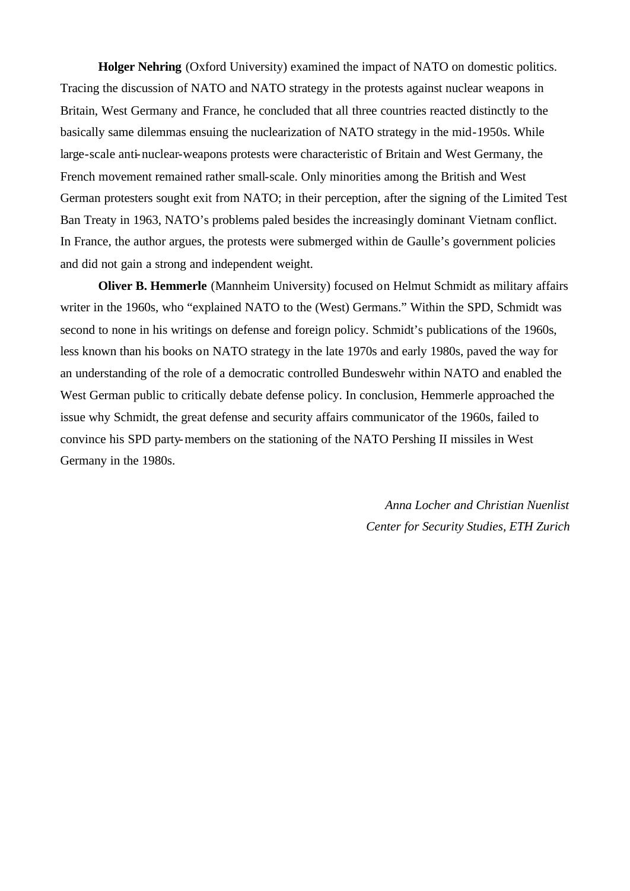**Holger Nehring** (Oxford University) examined the impact of NATO on domestic politics. Tracing the discussion of NATO and NATO strategy in the protests against nuclear weapons in Britain, West Germany and France, he concluded that all three countries reacted distinctly to the basically same dilemmas ensuing the nuclearization of NATO strategy in the mid-1950s. While large-scale anti-nuclear-weapons protests were characteristic of Britain and West Germany, the French movement remained rather small-scale. Only minorities among the British and West German protesters sought exit from NATO; in their perception, after the signing of the Limited Test Ban Treaty in 1963, NATO's problems paled besides the increasingly dominant Vietnam conflict. In France, the author argues, the protests were submerged within de Gaulle's government policies and did not gain a strong and independent weight.

**Oliver B. Hemmerle** (Mannheim University) focused on Helmut Schmidt as military affairs writer in the 1960s, who "explained NATO to the (West) Germans." Within the SPD, Schmidt was second to none in his writings on defense and foreign policy. Schmidt's publications of the 1960s, less known than his books on NATO strategy in the late 1970s and early 1980s, paved the way for an understanding of the role of a democratic controlled Bundeswehr within NATO and enabled the West German public to critically debate defense policy. In conclusion, Hemmerle approached the issue why Schmidt, the great defense and security affairs communicator of the 1960s, failed to convince his SPD party-members on the stationing of the NATO Pershing II missiles in West Germany in the 1980s.

*Anna Locher and Christian Nuenlist*
*Center for Security Studies, ETH Zurich*